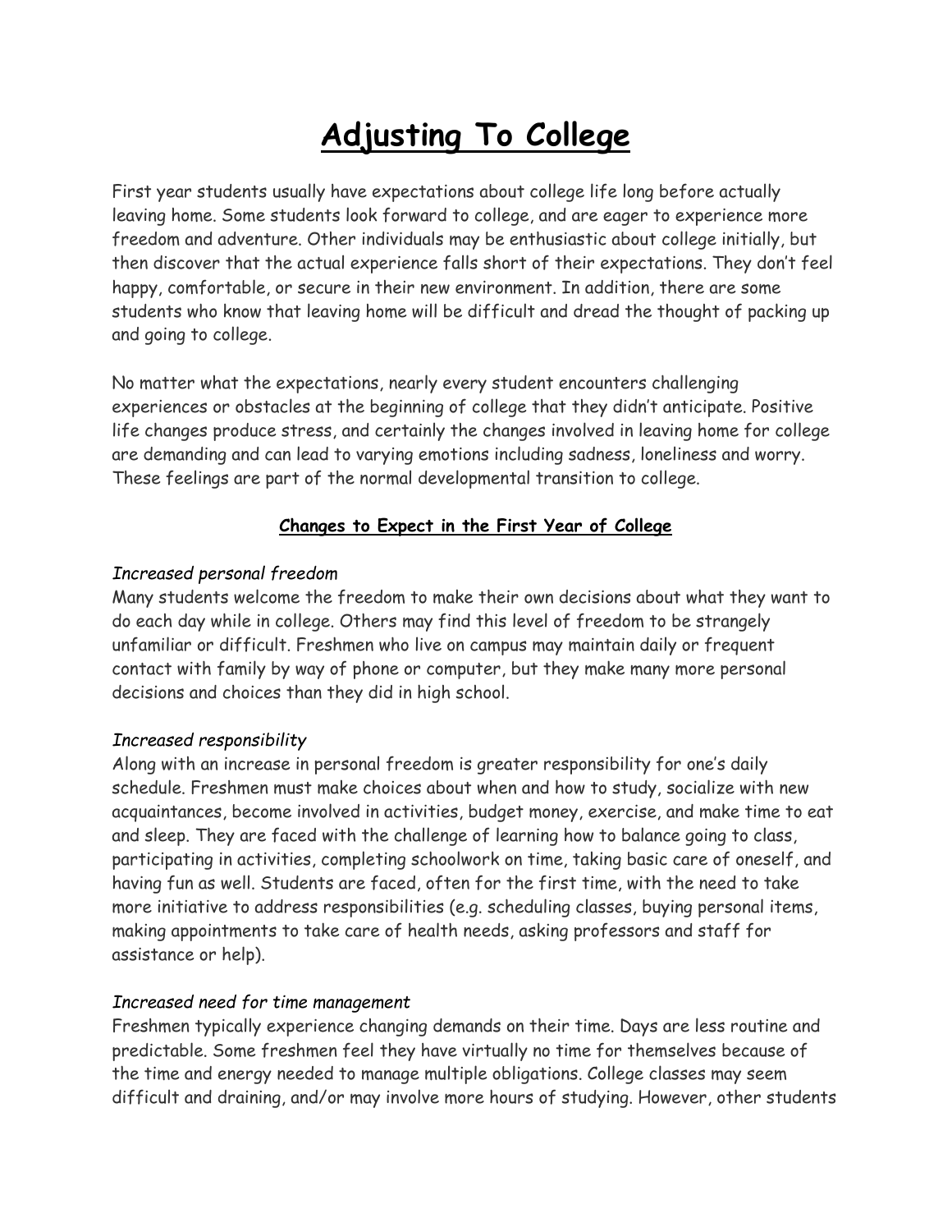# Adjusting To College

First year students usually have expectations about college life long before actually leaving home. Some students look forward to college, and are eager to experience more freedom and adventure. Other individuals may be enthusiastic about college initially, but then discover that the actual experience falls short of their expectations. They don't feel happy, comfortable, or secure in their new environment. In addition, there are some students who know that leaving home will be difficult and dread the thought of packing up and going to college.

No matter what the expectations, nearly every student encounters challenging experiences or obstacles at the beginning of college that they didn't anticipate. Positive life changes produce stress, and certainly the changes involved in leaving home for college are demanding and can lead to varying emotions including sadness, loneliness and worry. These feelings are part of the normal developmental transition to college.

## Changes to Expect in the First Year of College

*Increased personal freedom*

Many students welcome the freedom to make their own decisions about what they want to do each day while in college. Others may find this level of freedom to be strangely unfamiliar or difficult. Freshmen who live on campus may maintain daily or frequent contact with family by way of phone or computer, but they make many more personal decisions and choices than they did in high school.

*Increased responsibility*

Along with an increase in personal freedom is greater responsibility for one's daily schedule. Freshmen must make choices about when and how to study, socialize with new acquaintances, become involved in activities, budget money, exercise, and make time to eat and sleep. They are faced with the challenge of learning how to balance going to class, participating in activities, completing schoolwork on time, taking basic care of oneself, and having fun as well. Students are faced, often for the first time, with the need to take more initiative to address responsibilities (e.g. scheduling classes, buying personal items, making appointments to take care of health needs, asking professors and staff for assistance or help).

*Increased need for time management*

Freshmen typically experience changing demands on their time. Days are less routine and predictable. Some freshmen feel they have virtually no time for themselves because of the time and energy needed to manage multiple obligations. College classes may seem difficult and draining, and/or may involve more hours of studying. However, other students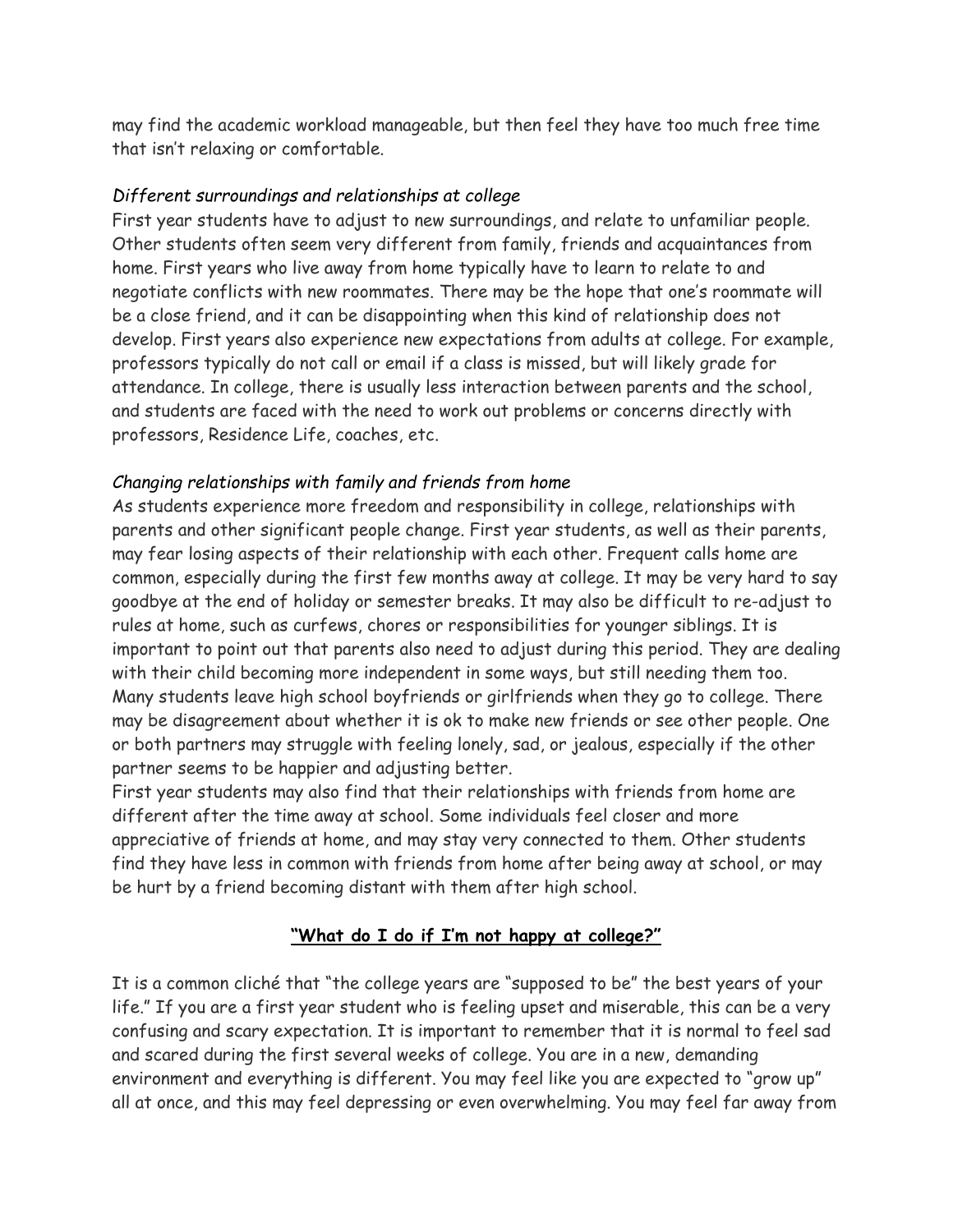may find the academic workload manageable, but then feel they have too much free time that isn't relaxing or comfortable.

*Different surroundings and relationships at college*

First year students have to adjust to new surroundings, and relate to unfamiliar people. Other students often seem very different from family, friends and acquaintances from home. First years who live away from home typically have to learn to relate to and negotiate conflicts with new roommates. There may be the hope that one's roommate will be a close friend, and it can be disappointing when this kind of relationship does not develop. First years also experience new expectations from adults at college. For example, professors typically do not call or email if a class is missed, but will likely grade for attendance. In college, there is usually less interaction between parents and the school, and students are faced with the need to work out problems or concerns directly with professors, Residence Life, coaches, etc.

*Changing relationships with family and friends from home*

As students experience more freedom and responsibility in college, relationships with parents and other significant people change. First year students, as well as their parents, may fear losing aspects of their relationship with each other. Frequent calls home are common, especially during the first few months away at college. It may be very hard to say goodbye at the end of holiday or semester breaks. It may also be difficult to re-adjust to rules at home, such as curfews, chores or responsibilities for younger siblings. It is important to point out that parents also need to adjust during this period. They are dealing with their child becoming more independent in some ways, but still needing them too. Many students leave high school boyfriends or girlfriends when they go to college. There may be disagreement about whether it is ok to make new friends or see other people. One or both partners may struggle with feeling lonely, sad, or jealous, especially if the other partner seems to be happier and adjusting better.

First year students may also find that their relationships with friends from home are different after the time away at school. Some individuals feel closer and more appreciative of friends at home, and may stay very connected to them. Other students find they have less in common with friends from home after being away at school, or may be hurt by a friend becoming distant with them after high school.

## **"What do I do if I'm not happy at college?"**

It is a common cliché that "the college years are "supposed to be" the best years of your life." If you are a first year student who is feeling upset and miserable, this can be a very confusing and scary expectation. It is important to remember that it is normal to feel sad and scared during the first several weeks of college. You are in a new, demanding environment and everything is different. You may feel like you are expected to "grow up" all at once, and this may feel depressing or even overwhelming. You may feel far away from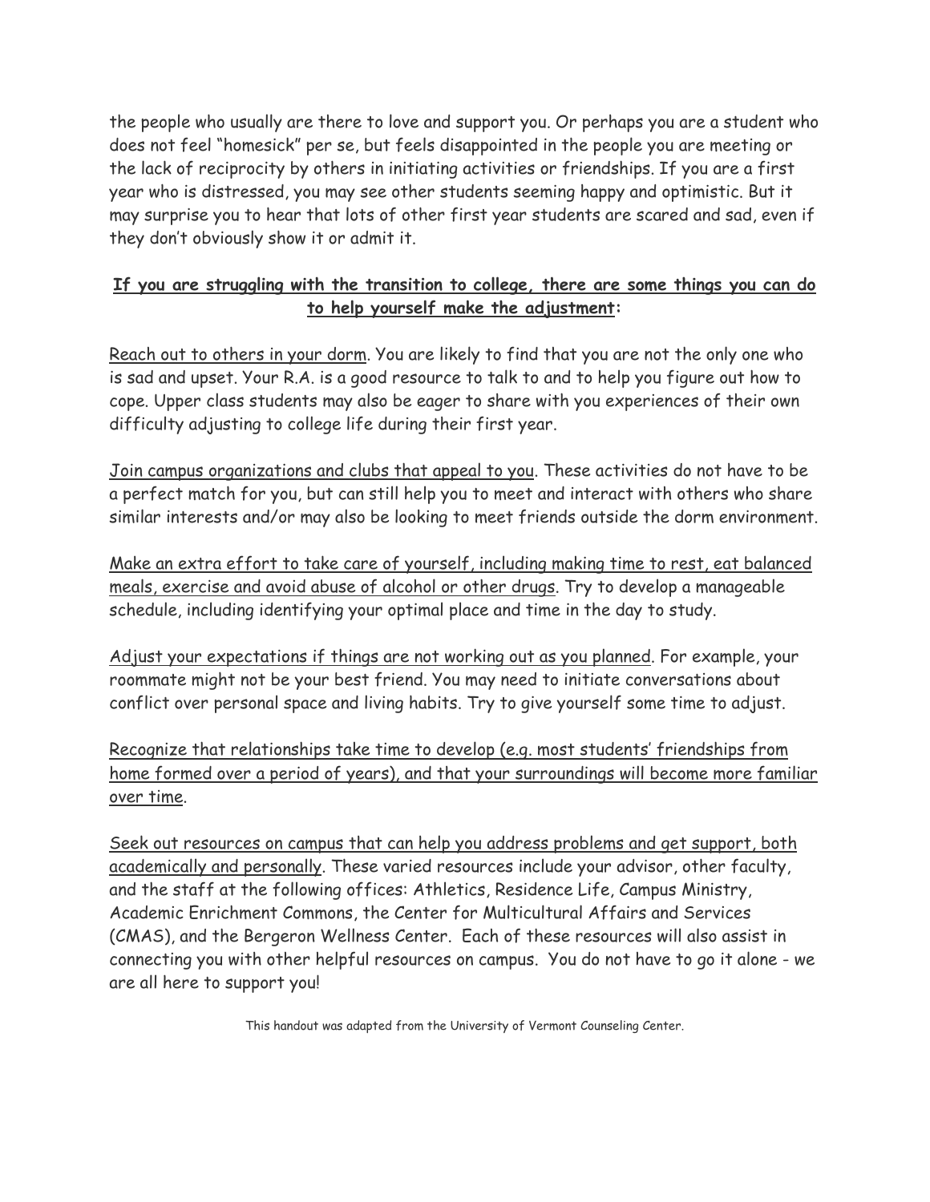the people who usually are there to love and support you. Or perhaps you are a student who does not feel "homesick" per se, but feels disappointed in the people you are meeting or the lack of reciprocity by others in initiating activities or friendships. If you are a first year who is distressed, you may see other students seeming happy and optimistic. But it may surprise you to hear that lots of other first year students are scared and sad, even if they don't obviously show it or admit it.

**If you are struggling with the transition to college, there are some things you can do to help yourself make the adjustment:**

Reach out to others in your dorm. You are likely to find that you are not the only one who is sad and upset. Your R.A. is a good resource to talk to and to help you figure out how to cope. Upper class students may also be eager to share with you experiences of their own difficulty adjusting to college life during their first year.

Join campus organizations and clubs that appeal to you. These activities do not have to be a perfect match for you, but can still help you to meet and interact with others who share similar interests and/or may also be looking to meet friends outside the dorm environment.

Make an extra effort to take care of yourself, including making time to rest, eat balanced meals, exercise and avoid abuse of alcohol or other drugs. Try to develop a manageable schedule, including identifying your optimal place and time in the day to study.

Adjust your expectations if things are not working out as you planned. For example, your roommate might not be your best friend. You may need to initiate conversations about conflict over personal space and living habits. Try to give yourself some time to adjust.

Recognize that relationships take time to develop (e.g. most students' friendships from home formed over a period of years), and that your surroundings will become more familiar over time.

Seek out resources on campus that can help you address problems and get support, both academically and personally. These varied resources include your advisor, other faculty, and the staff at the following offices: Athletics, Residence Life, Campus Ministry, Academic Enrichment Commons, the Center for Multicultural Affairs and Services (CMAS), and the Bergeron Wellness Center. Each of these resources will also assist in connecting you with other helpful resources on campus. You do not have to go it alone - we are all here to support you!

This handout was adapted from the University of Vermont Counseling Center.